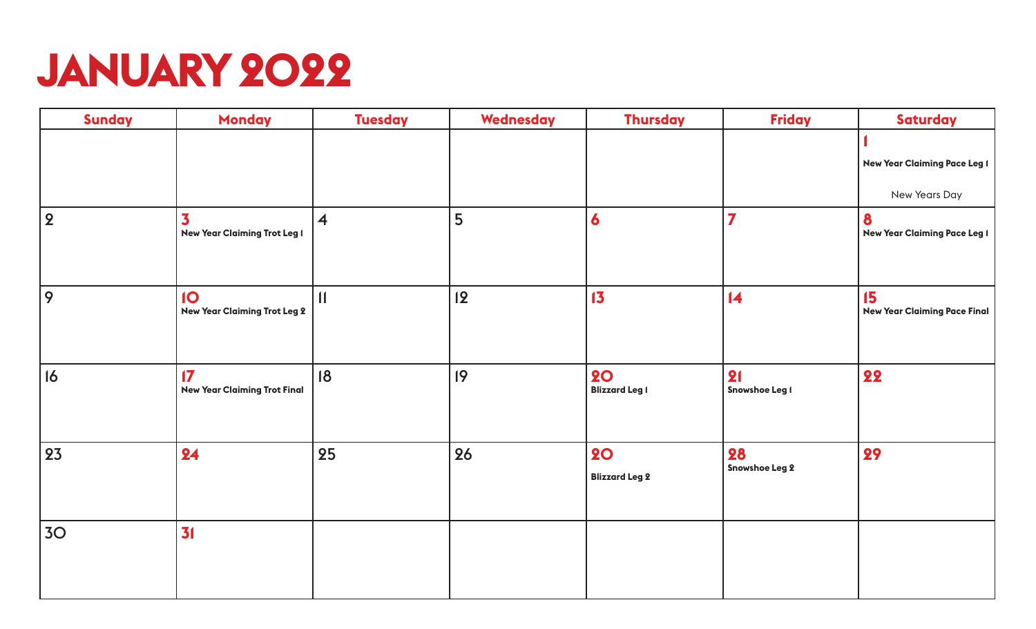# JANUARY 2022

| Sunday | Monday | Tuesday | Wednesday | Thursday | Friday | Saturday |
|---|---|---|---|---|---|---|
| | | | | | | **1** New Year Claiming Pace Leg 1 New Years Day |
| 2 | **3** New Year Claiming Trot Leg 1 | 4 | 5 | **6** | **7** | **8** New Year Claiming Pace Leg 1 |
| 9 | **10** New Year Claiming Trot Leg 2 | 11 | 12 | **13** | **14** | **15** New Year Claiming Pace Final |
| 16 | **17** New Year Claiming Trot Final | 18 | 19 | **20** Blizzard Leg 1 | **21** Snowshoe Leg 1 | **22** |
| 23 | **24** | 25 | 26 | **20** Blizzard Leg 2 | **28** Snowshoe Leg 2 | **29** |
| 30 | **31** | | | | | |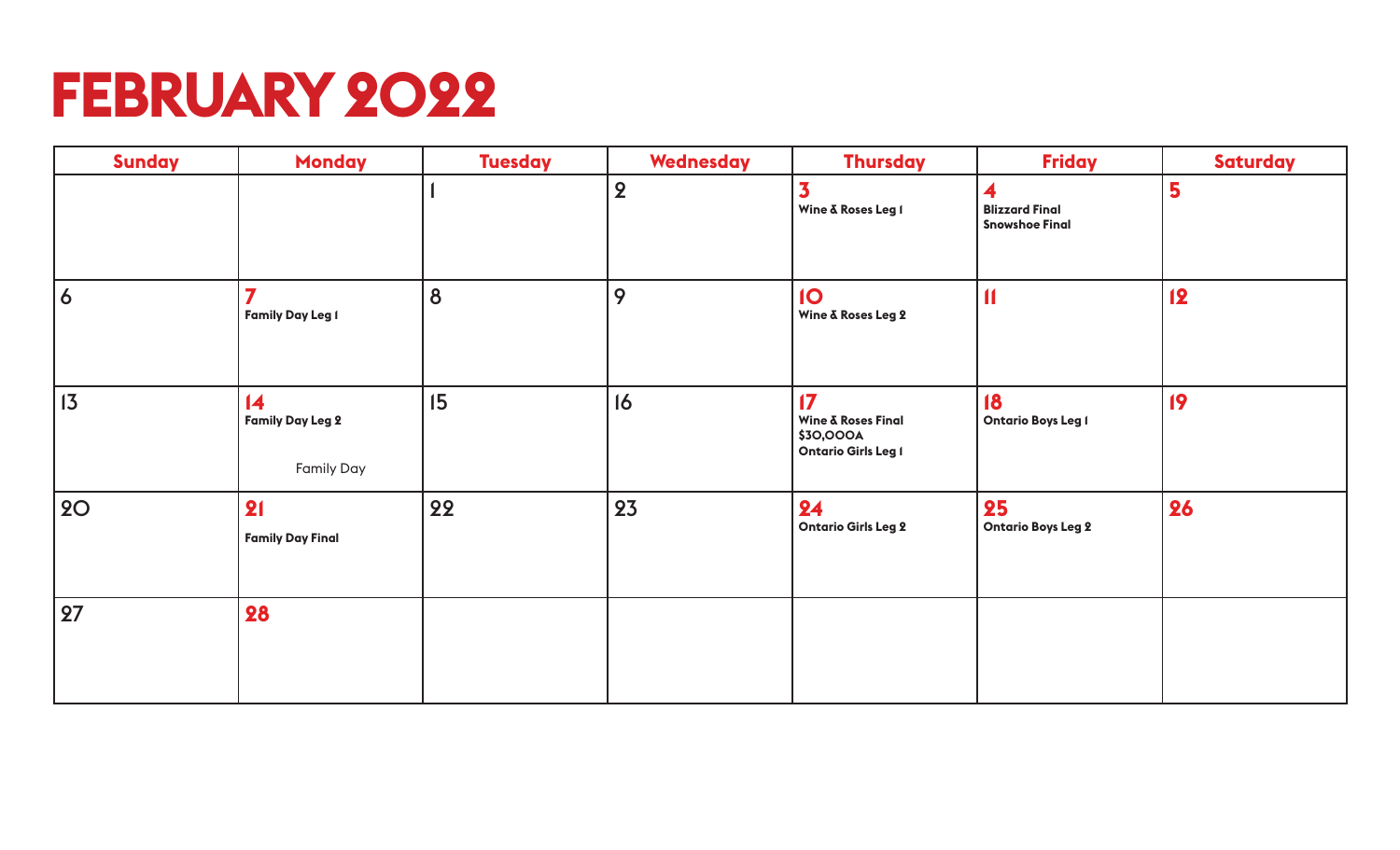# FEBRUARY 2022

| Sunday | Monday | Tuesday | Wednesday | Thursday | Friday | Saturday |
|---|---|---|---|---|---|---|
| | | 1 | 2 | 3<br>**Wine & Roses Leg 1** | 4<br>**Blizzard Final**<br>**Snowshoe Final** | 5 |
| 6 | 7<br>**Family Day Leg 1** | 8 | 9 | 10<br>**Wine & Roses Leg 2** | 11 | 12 |
| 13 | 14<br>**Family Day Leg 2**<br>Family Day | 15 | 16 | 17<br>**Wine & Roses Final**<br>**$30,000A**<br>**Ontario Girls Leg 1** | 18<br>**Ontario Boys Leg 1** | 19 |
| 20 | 21<br>**Family Day Final** | 22 | 23 | 24<br>**Ontario Girls Leg 2** | 25<br>**Ontario Boys Leg 2** | 26 |
| 27 | 28 | | | | | |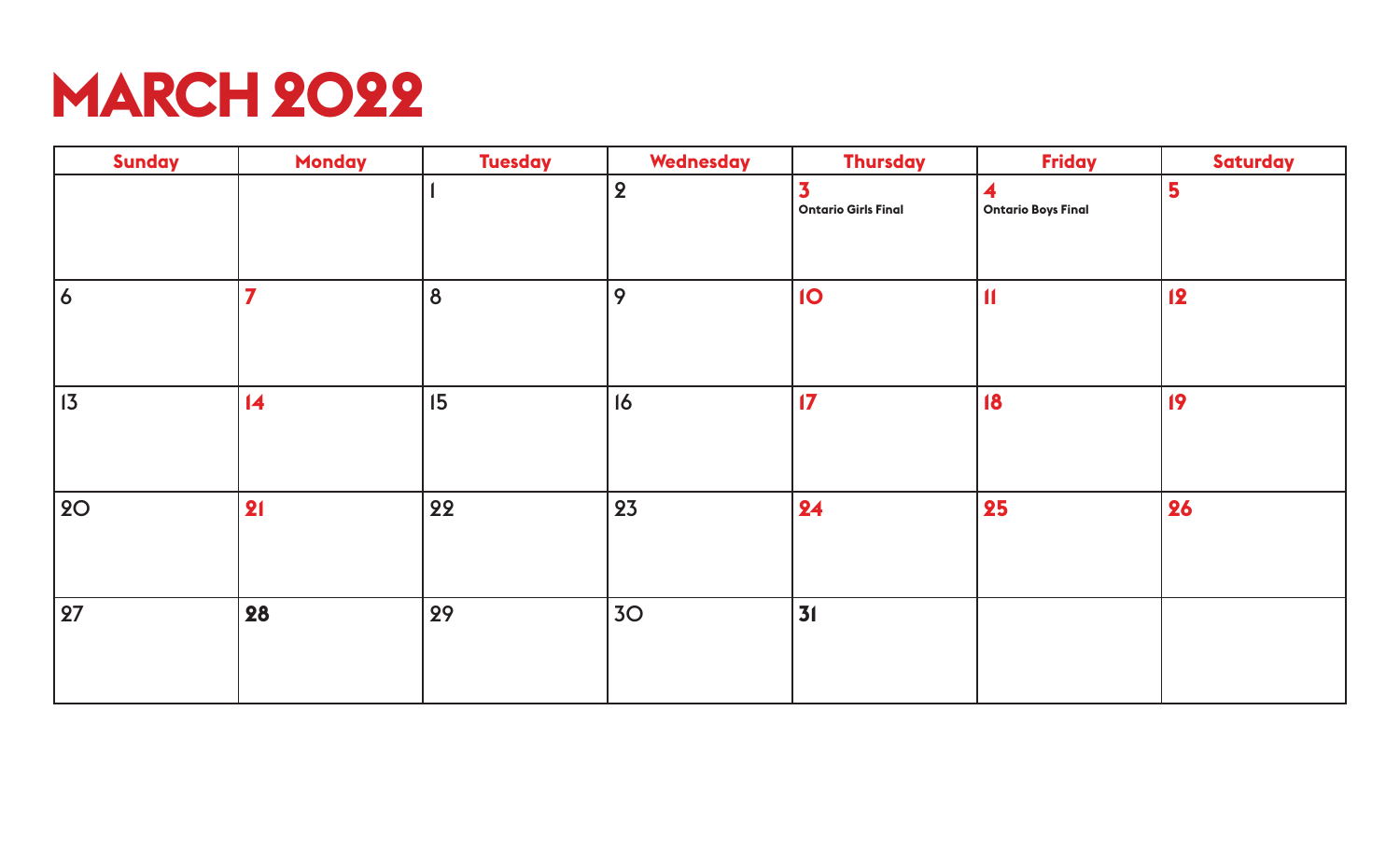# MARCH 2022

| Sunday | Monday | Tuesday | Wednesday | Thursday | Friday | Saturday |
|---|---|---|---|---|---|---|
| | | 1 | 2 | 3 Ontario Girls Final | 4 Ontario Boys Final | 5 |
| 6 | 7 | 8 | 9 | 10 | 11 | 12 |
| 13 | 14 | 15 | 16 | 17 | 18 | 19 |
| 20 | 21 | 22 | 23 | 24 | 25 | 26 |
| 27 | 28 | 29 | 30 | 31 | | |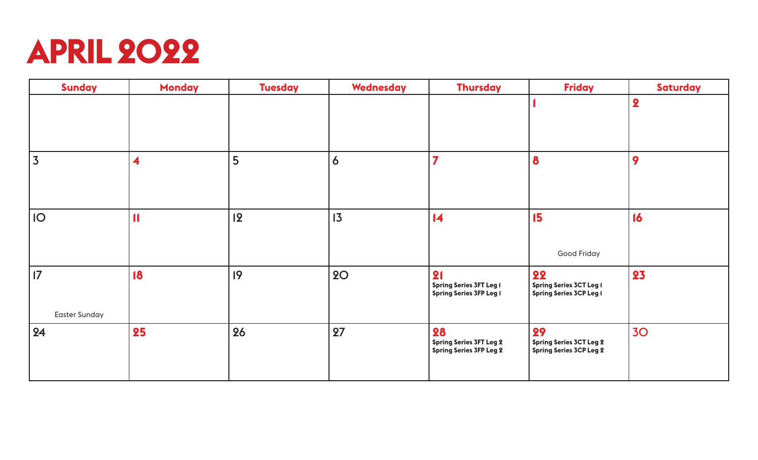# APRIL 2022

| Sunday | Monday | Tuesday | Wednesday | Thursday | Friday | Saturday |
|---|---|---|---|---|---|---|
| | | | | | 1 | 2 |
| 3 | 4 | 5 | 6 | 7 | 8 | 9 |
| 10 | 11 | 12 | 13 | 14 | 15<br>Good Friday | 16 |
| 17<br>Easter Sunday | 18 | 19 | 20 | 21<br>**Spring Series 3FT Leg 1**<br>**Spring Series 3FP Leg 1** | 22<br>**Spring Series 3CT Leg 1**<br>**Spring Series 3CP Leg 1** | 23 |
| 24 | 25 | 26 | 27 | 28<br>**Spring Series 3FT Leg 2**<br>**Spring Series 3FP Leg 2** | 29<br>**Spring Series 3CT Leg 2**<br>**Spring Series 3CP Leg 2** | 30 |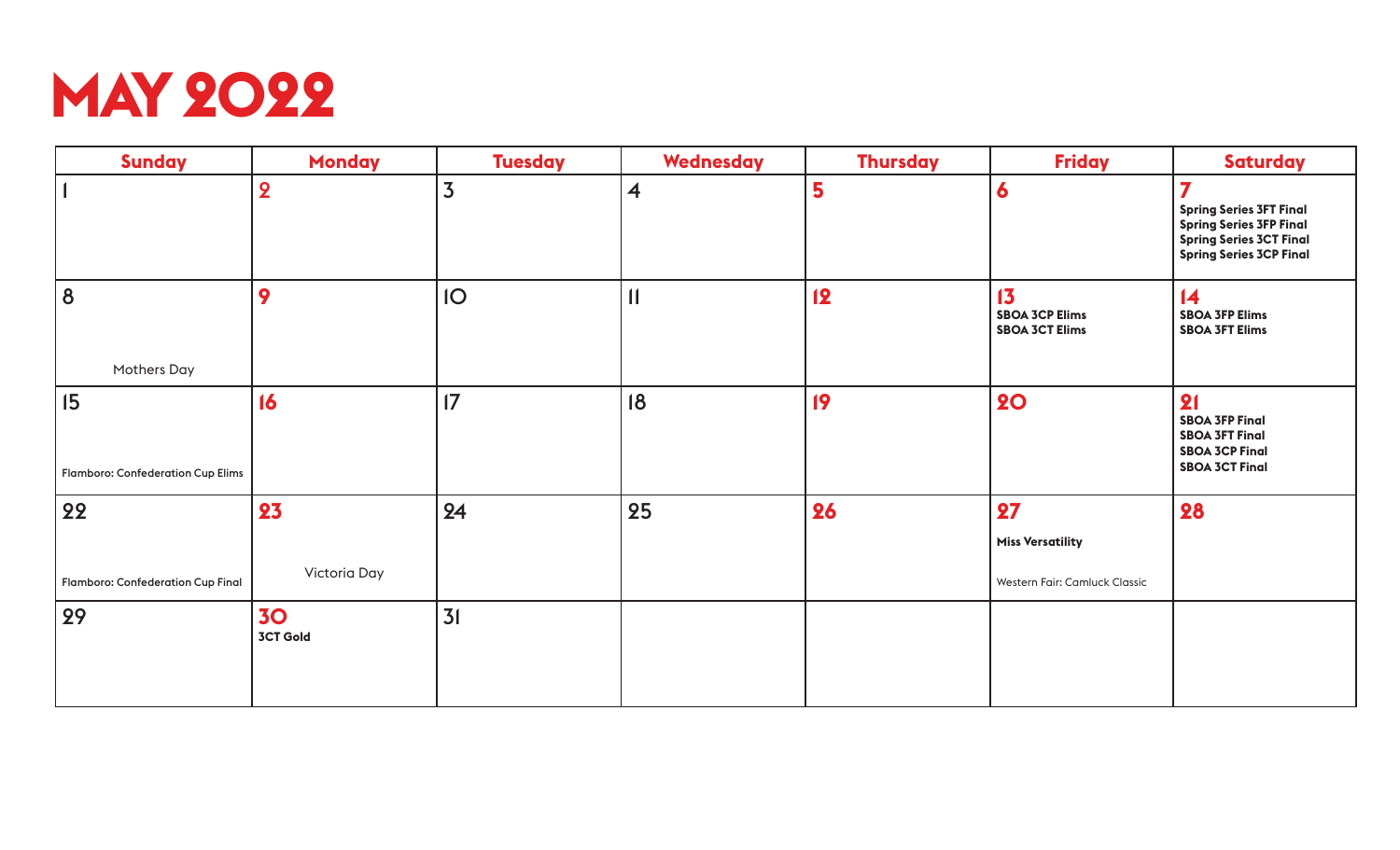# MAY 2022

| Sunday | Monday | Tuesday | Wednesday | Thursday | Friday | Saturday |
|---|---|---|---|---|---|---|
| 1 | 2 | 3 | 4 | 5 | 6 | 7 **Spring Series 3FT Final** **Spring Series 3FP Final** **Spring Series 3CT Final** **Spring Series 3CP Final** |
| 8 Mothers Day | 9 | 10 | 11 | 12 | 13 **SBOA 3CP Elims** **SBOA 3CT Elims** | 14 **SBOA 3FP Elims** **SBOA 3FT Elims** |
| 15 Flamboro: Confederation Cup Elims | 16 | 17 | 18 | 19 | 20 | 21 **SBOA 3FP Final** **SBOA 3FT Final** **SBOA 3CP Final** **SBOA 3CT Final** |
| 22 Flamboro: Confederation Cup Final | 23 Victoria Day | 24 | 25 | 26 | 27 **Miss Versatility** Western Fair: Camluck Classic | 28 |
| 29 | 30 **3CT Gold** | 31 | | | | |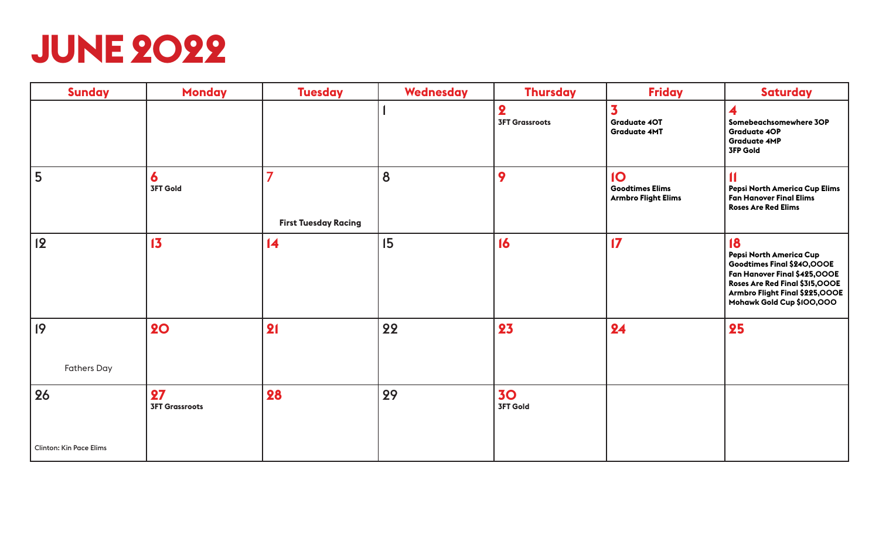# JUNE 2022

| Sunday | Monday | Tuesday | Wednesday | Thursday | Friday | Saturday |
|---|---|---|---|---|---|---|
| | | | 1 | **2** 3FT Grassroots | **3** Graduate 4OT<br>Graduate 4MT | **4** Somebeachsomewhere 3OP<br>Graduate 4OP<br>Graduate 4MP<br>3FP Gold |
| 5 | **6** 3FT Gold | **7** First Tuesday Racing | 8 | **9** | **10** Goodtimes Elims<br>Armbro Flight Elims | **11** Pepsi North America Cup Elims<br>Fan Hanover Final Elims<br>Roses Are Red Elims |
| 12 | **13** | **14** | 15 | **16** | **17** | **18** Pepsi North America Cup<br>Goodtimes Final $240,000E<br>Fan Hanover Final $425,000E<br>Roses Are Red Final $315,000E<br>Armbro Flight Final $225,000E<br>Mohawk Gold Cup $100,000 |
| 19 Fathers Day | **20** | **21** | 22 | **23** | **24** | **25** |
| 26 Clinton: Kin Pace Elims | **27** 3FT Grassroots | **28** | 29 | **30** 3FT Gold | | |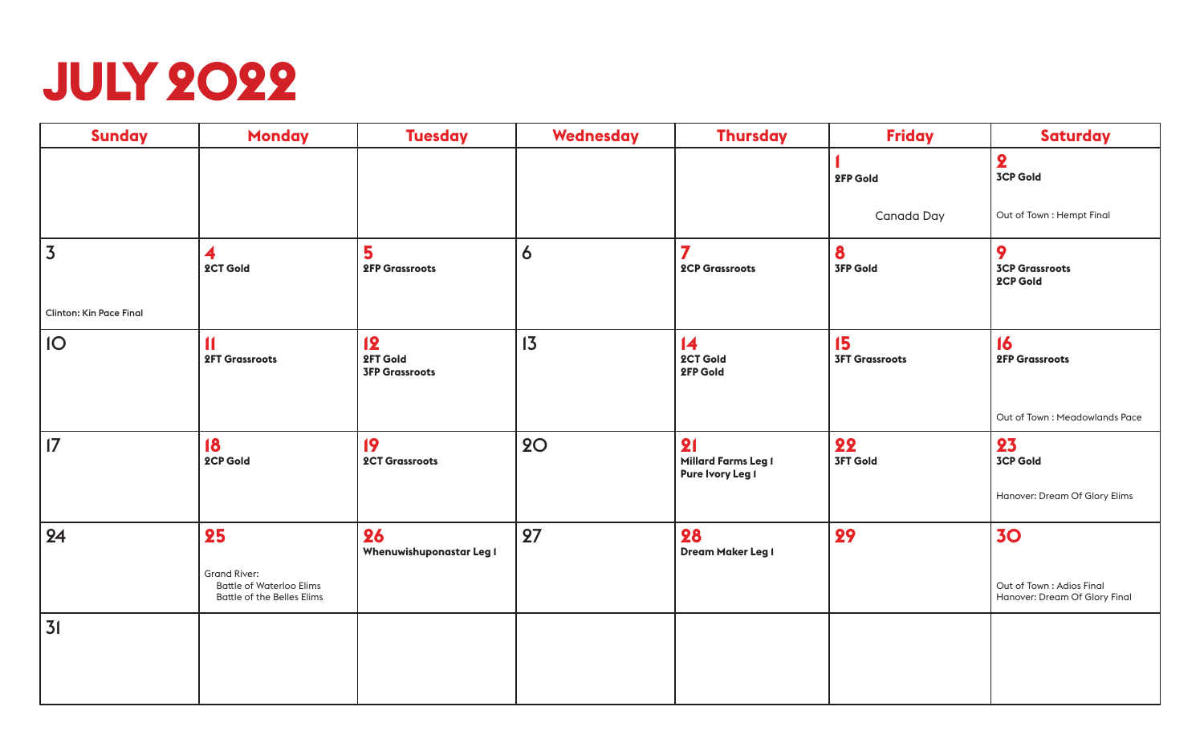# JULY 2022

| Sunday | Monday | Tuesday | Wednesday | Thursday | Friday | Saturday |
|---|---|---|---|---|---|---|
| | | | | | **1**<br>**2FP Gold**<br><br>Canada Day | **2**<br>**3CP Gold**<br><br>Out of Town : Hempt Final |
| 3<br><br>Clinton: Kin Pace Final | **4**<br>**2CT Gold** | **5**<br>**2FP Grassroots** | 6 | **7**<br>**2CP Grassroots** | **8**<br>**3FP Gold** | **9**<br>**3CP Grassroots**<br>**2CP Gold** |
| 10 | **11**<br>**2FT Grassroots** | **12**<br>**2FT Gold**<br>**3FP Grassroots** | 13 | **14**<br>**2CT Gold**<br>**2FP Gold** | **15**<br>**3FT Grassroots** | **16**<br>**2FP Grassroots**<br><br>Out of Town : Meadowlands Pace |
| 17 | **18**<br>**2CP Gold** | **19**<br>**2CT Grassroots** | 20 | **21**<br>**Millard Farms Leg 1**<br>**Pure Ivory Leg 1** | **22**<br>**3FT Gold** | **23**<br>**3CP Gold**<br><br>Hanover: Dream Of Glory Elims |
| 24 | **25**<br><br>Grand River:<br>Battle of Waterloo Elims<br>Battle of the Belles Elims | **26**<br>**Whenuwishuponastar Leg 1** | 27 | **28**<br>**Dream Maker Leg 1** | **29** | **30**<br><br>Out of Town : Adios Final<br>Hanover: Dream Of Glory Final |
| 31 | | | | | | |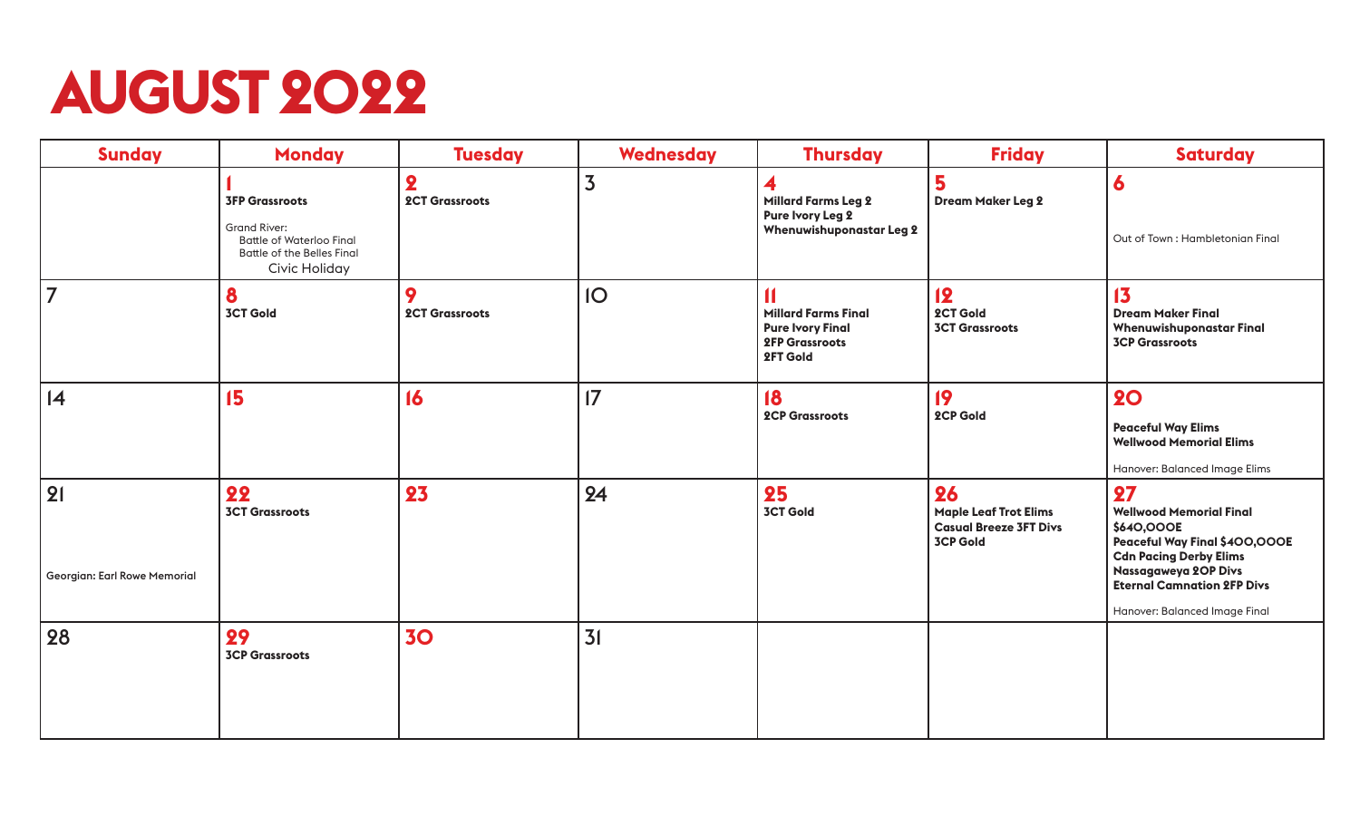# AUGUST 2022

| Sunday | Monday | Tuesday | Wednesday | Thursday | Friday | Saturday |
| --- | --- | --- | --- | --- | --- | --- |
| | **1** **3FP Grassroots** Grand River: Battle of Waterloo Final Battle of the Belles Final Civic Holiday | **2** **2CT Grassroots** | 3 | **4** **Millard Farms Leg 2** **Pure Ivory Leg 2** **Whenuwishuponastar Leg 2** | **5** **Dream Maker Leg 2** | **6** Out of Town : Hambletonian Final |
| 7 | **8** **3CT Gold** | **9** **2CT Grassroots** | 10 | **11** **Millard Farms Final** **Pure Ivory Final** **2FP Grassroots** **2FT Gold** | **12** **2CT Gold** **3CT Grassroots** | **13** **Dream Maker Final** **Whenuwishuponastar Final** **3CP Grassroots** |
| 14 | **15** | **16** | 17 | **18** **2CP Grassroots** | **19** **2CP Gold** | **20** **Peaceful Way Elims** **Wellwood Memorial Elims** Hanover: Balanced Image Elims |
| 21 Georgian: Earl Rowe Memorial | **22** **3CT Grassroots** | **23** | 24 | **25** **3CT Gold** | **26** **Maple Leaf Trot Elims** **Casual Breeze 3FT Divs** **3CP Gold** | **27** **Wellwood Memorial Final $640,000E** **Peaceful Way Final $400,000E** **Cdn Pacing Derby Elims** **Nassagaweya 2OP Divs** **Eternal Camnation 2FP Divs** Hanover: Balanced Image Final |
| 28 | **29** **3CP Grassroots** | **30** | 31 | | | |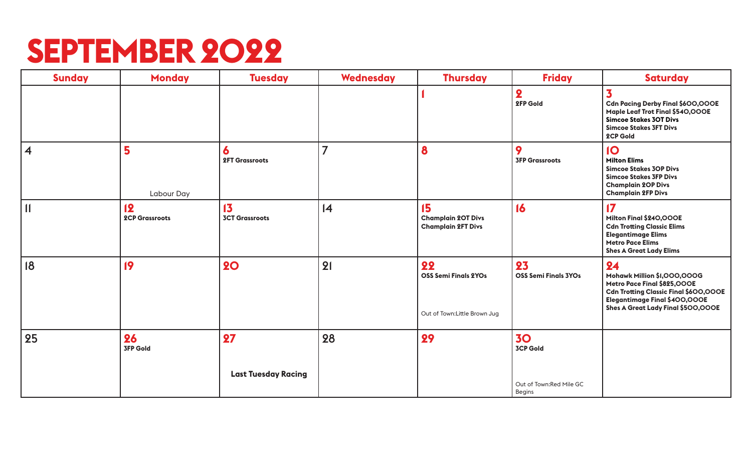# SEPTEMBER 2022

| Sunday | Monday | Tuesday | Wednesday | Thursday | Friday | Saturday |
|---|---|---|---|---|---|---|
| | | | | 1 | 2<br>**2FP Gold** | 3<br>**Cdn Pacing Derby Final $600,000E**<br>**Maple Leaf Trot Final $540,000E**<br>**Simcoe Stakes 3OT Divs**<br>**Simcoe Stakes 3FT Divs**<br>**2CP Gold** |
| 4 | 5<br>Labour Day | 6<br>**2FT Grassroots** | 7 | 8 | 9<br>**3FP Grassroots** | 10<br>**Milton Elims**<br>**Simcoe Stakes 3OP Divs**<br>**Simcoe Stakes 3FP Divs**<br>**Champlain 2OP Divs**<br>**Champlain 2FP Divs** |
| 11 | 12<br>**2CP Grassroots** | 13<br>**3CT Grassroots** | 14 | 15<br>**Champlain 2OT Divs**<br>**Champlain 2FT Divs** | 16 | 17<br>**Milton Final $240,000E**<br>**Cdn Trotting Classic Elims**<br>**Elegantimage Elims**<br>**Metro Pace Elims**<br>**Shes A Great Lady Elims** |
| 18 | 19 | 20 | 21 | 22<br>**OSS Semi Finals 2YOs**<br>Out of Town:Little Brown Jug | 23<br>**OSS Semi Finals 3YOs** | 24<br>**Mohawk Million $1,000,000G**<br>**Metro Pace Final $825,000E**<br>**Cdn Trotting Classic Final $600,000E**<br>**Elegantimage Final $400,000E**<br>**Shes A Great Lady Final $500,000E** |
| 25 | 26<br>**3FP Gold** | 27<br>**Last Tuesday Racing** | 28 | 29 | 30<br>**3CP Gold**<br>Out of Town:Red Mile GC Begins | |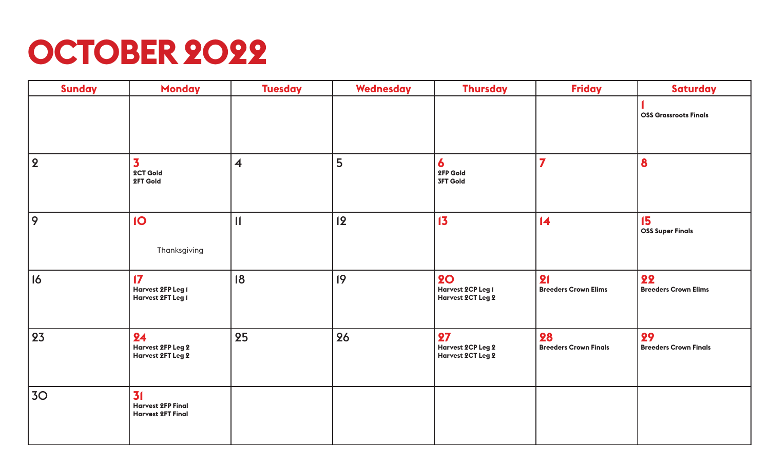# OCTOBER 2022

| Sunday | Monday | Tuesday | Wednesday | Thursday | Friday | Saturday |
|---|---|---|---|---|---|---|
| | | | | | | 1 **OSS Grassroots Finals** |
| 2 | 3 **2CT Gold** **2FT Gold** | 4 | 5 | 6 **2FP Gold** **3FT Gold** | 7 | 8 |
| 9 | 10 Thanksgiving | 11 | 12 | 13 | 14 | 15 **OSS Super Finals** |
| 16 | 17 **Harvest 2FP Leg 1** **Harvest 2FT Leg 1** | 18 | 19 | 20 **Harvest 2CP Leg 1** **Harvest 2CT Leg 2** | 21 **Breeders Crown Elims** | 22 **Breeders Crown Elims** |
| 23 | 24 **Harvest 2FP Leg 2** **Harvest 2FT Leg 2** | 25 | 26 | 27 **Harvest 2CP Leg 2** **Harvest 2CT Leg 2** | 28 **Breeders Crown Finals** | 29 **Breeders Crown Finals** |
| 30 | 31 **Harvest 2FP Final** **Harvest 2FT Final** | | | | | |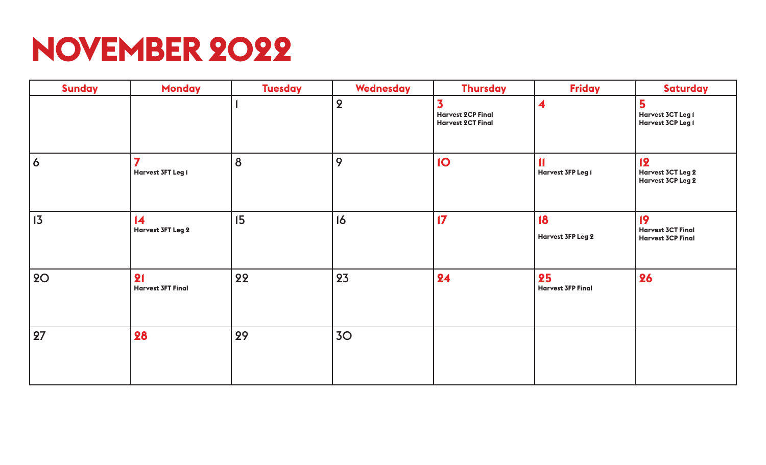# NOVEMBER 2022

| Sunday | Monday | Tuesday | Wednesday | Thursday | Friday | Saturday |
|---|---|---|---|---|---|---|
| | | 1 | 2 | **3** Harvest 2CP Final Harvest 2CT Final | **4** | **5** Harvest 3CT Leg 1 Harvest 3CP Leg 1 |
| 6 | **7** Harvest 3FT Leg 1 | 8 | 9 | **10** | **11** Harvest 3FP Leg 1 | **12** Harvest 3CT Leg 2 Harvest 3CP Leg 2 |
| 13 | **14** Harvest 3FT Leg 2 | 15 | 16 | **17** | **18** Harvest 3FP Leg 2 | **19** Harvest 3CT Final Harvest 3CP Final |
| 20 | **21** Harvest 3FT Final | 22 | 23 | **24** | **25** Harvest 3FP Final | **26** |
| 27 | **28** | 29 | 30 | | | |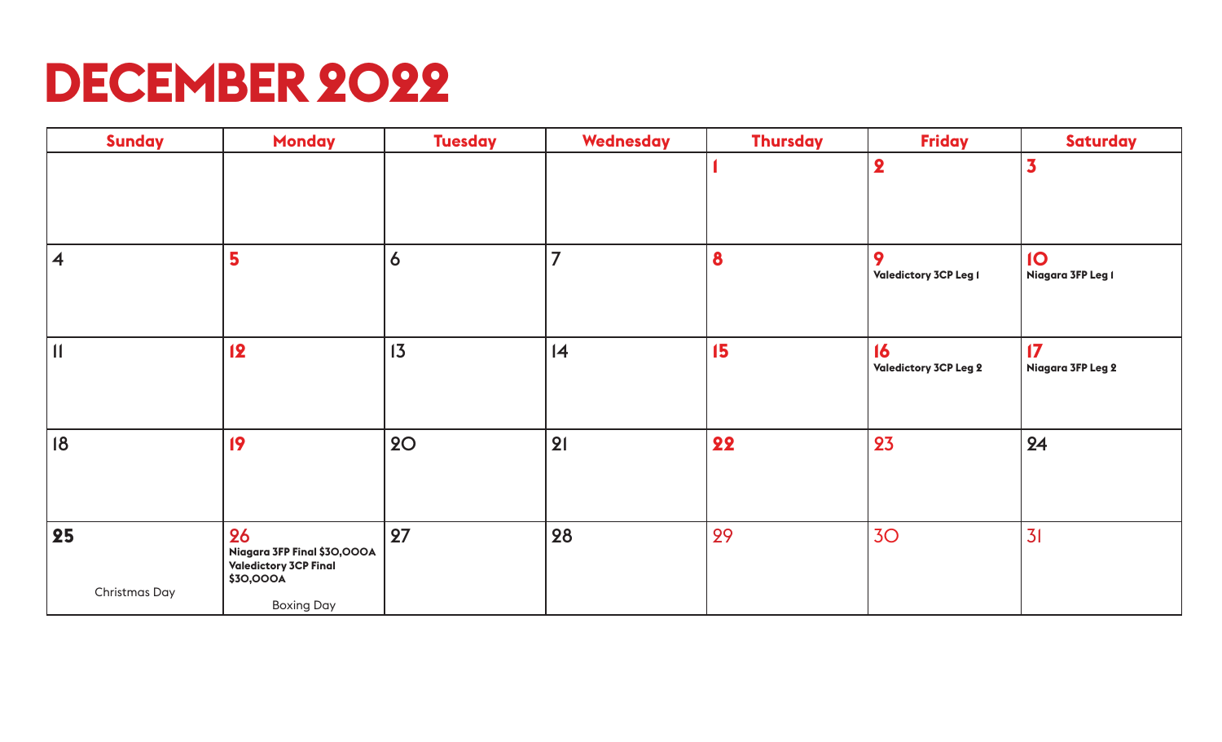# DECEMBER 2022

| Sunday | Monday | Tuesday | Wednesday | Thursday | Friday | Saturday |
|---|---|---|---|---|---|---|
| | | | | 1 | 2 | 3 |
| 4 | 5 | 6 | 7 | 8 | 9 **Valedictory 3CP Leg 1** | 10 **Niagara 3FP Leg 1** |
| 11 | 12 | 13 | 14 | 15 | 16 **Valedictory 3CP Leg 2** | 17 **Niagara 3FP Leg 2** |
| 18 | 19 | 20 | 21 | 22 | 23 | 24 |
| 25 Christmas Day | 26 **Niagara 3FP Final $30,000A** **Valedictory 3CP Final $30,000A** Boxing Day | 27 | 28 | 29 | 30 | 31 |